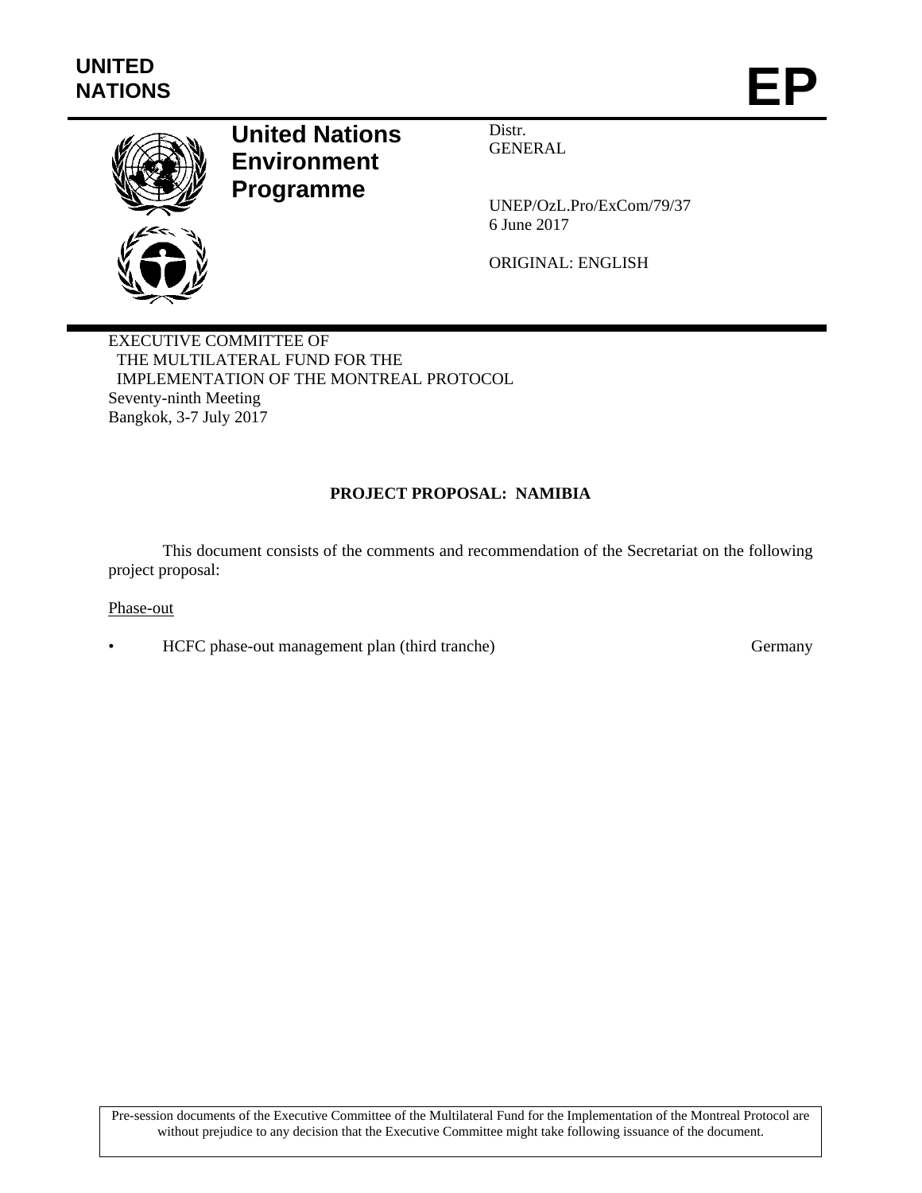UNITED NATIONS

# EP

**United Nations Environment Programme**

Distr.
GENERAL

UNEP/OzL.Pro/ExCom/79/37
6 June 2017

ORIGINAL: ENGLISH

EXECUTIVE COMMITTEE OF
THE MULTILATERAL FUND FOR THE
IMPLEMENTATION OF THE MONTREAL PROTOCOL
Seventy-ninth Meeting
Bangkok, 3-7 July 2017

## PROJECT PROPOSAL: NAMIBIA

This document consists of the comments and recommendation of the Secretariat on the following project proposal:

Phase-out

- HCFC phase-out management plan (third tranche) Germany

Pre-session documents of the Executive Committee of the Multilateral Fund for the Implementation of the Montreal Protocol are without prejudice to any decision that the Executive Committee might take following issuance of the document.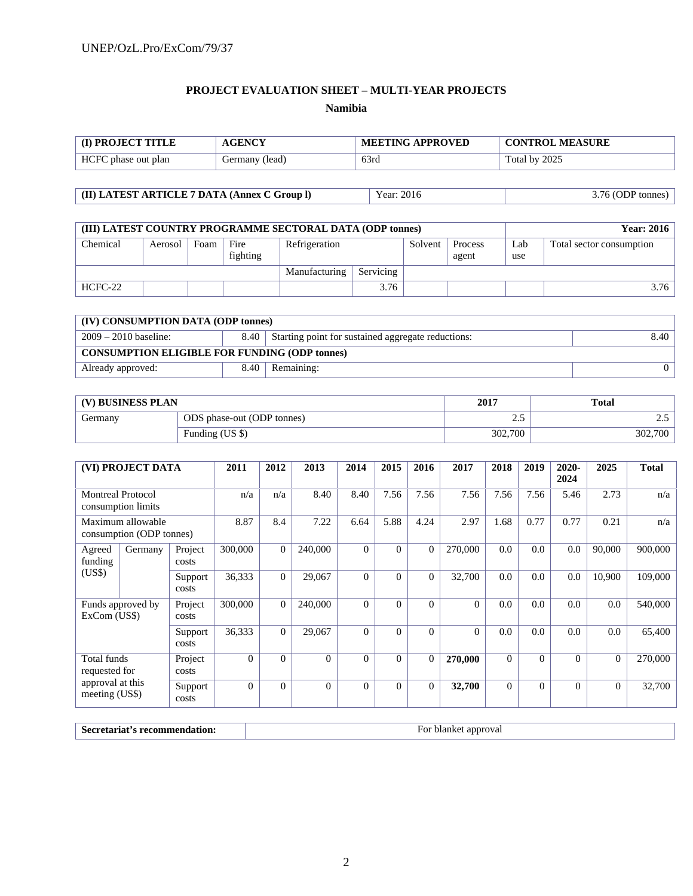## PROJECT EVALUATION SHEET – MULTI-YEAR PROJECTS

### Namibia

| (I) PROJECT TITLE | AGENCY | MEETING APPROVED | CONTROL MEASURE |
|---|---|---|---|
| HCFC phase out plan | Germany (lead) | 63rd | Total by 2025 |

| (II) LATEST ARTICLE 7 DATA (Annex C Group l) | Year: 2016 | 3.76 (ODP tonnes) |
|---|---|---|

| (III) LATEST COUNTRY PROGRAMME SECTORAL DATA (ODP tonnes) | | | | | | | | | | Year: 2016 |
|---|---|---|---|---|---|---|---|---|---|---|
| Chemical | Aerosol | Foam | Fire fighting | Refrigeration | | Solvent | Process agent | Lab use | Total sector consumption |
| | | | | Manufacturing | Servicing | | | | |
| HCFC-22 | | | | | 3.76 | | | | 3.76 |

| (IV) CONSUMPTION DATA (ODP tonnes) | | | |
|---|---|---|---|
| 2009 – 2010 baseline: | 8.40 | Starting point for sustained aggregate reductions: | 8.40 |
| **CONSUMPTION ELIGIBLE FOR FUNDING (ODP tonnes)** | | | |
| Already approved: | 8.40 | Remaining: | 0 |

| (V) BUSINESS PLAN | | 2017 | Total |
|---|---|---|---|
| Germany | ODS phase-out (ODP tonnes) | 2.5 | 2.5 |
| | Funding (US $) | 302,700 | 302,700 |

| (VI) PROJECT DATA | | | 2011 | 2012 | 2013 | 2014 | 2015 | 2016 | 2017 | 2018 | 2019 | 2020-2024 | 2025 | Total |
|---|---|---|---|---|---|---|---|---|---|---|---|---|---|---|
| Montreal Protocol consumption limits | | | n/a | n/a | 8.40 | 8.40 | 7.56 | 7.56 | 7.56 | 7.56 | 7.56 | 5.46 | 2.73 | n/a |
| Maximum allowable consumption (ODP tonnes) | | | 8.87 | 8.4 | 7.22 | 6.64 | 5.88 | 4.24 | 2.97 | 1.68 | 0.77 | 0.77 | 0.21 | n/a |
| Agreed funding (US$) | Germany | Project costs | 300,000 | 0 | 240,000 | 0 | 0 | 0 | 270,000 | 0.0 | 0.0 | 0.0 | 90,000 | 900,000 |
| | | Support costs | 36,333 | 0 | 29,067 | 0 | 0 | 0 | 32,700 | 0.0 | 0.0 | 0.0 | 10,900 | 109,000 |
| Funds approved by ExCom (US$) | | Project costs | 300,000 | 0 | 240,000 | 0 | 0 | 0 | 0 | 0.0 | 0.0 | 0.0 | 0.0 | 540,000 |
| | | Support costs | 36,333 | 0 | 29,067 | 0 | 0 | 0 | 0 | 0.0 | 0.0 | 0.0 | 0.0 | 65,400 |
| Total funds requested for approval at this meeting (US$) | | Project costs | 0 | 0 | 0 | 0 | 0 | 0 | **270,000** | 0 | 0 | 0 | 0 | 270,000 |
| | | Support costs | 0 | 0 | 0 | 0 | 0 | 0 | **32,700** | 0 | 0 | 0 | 0 | 32,700 |

| Secretariat's recommendation: | For blanket approval |
|---|---|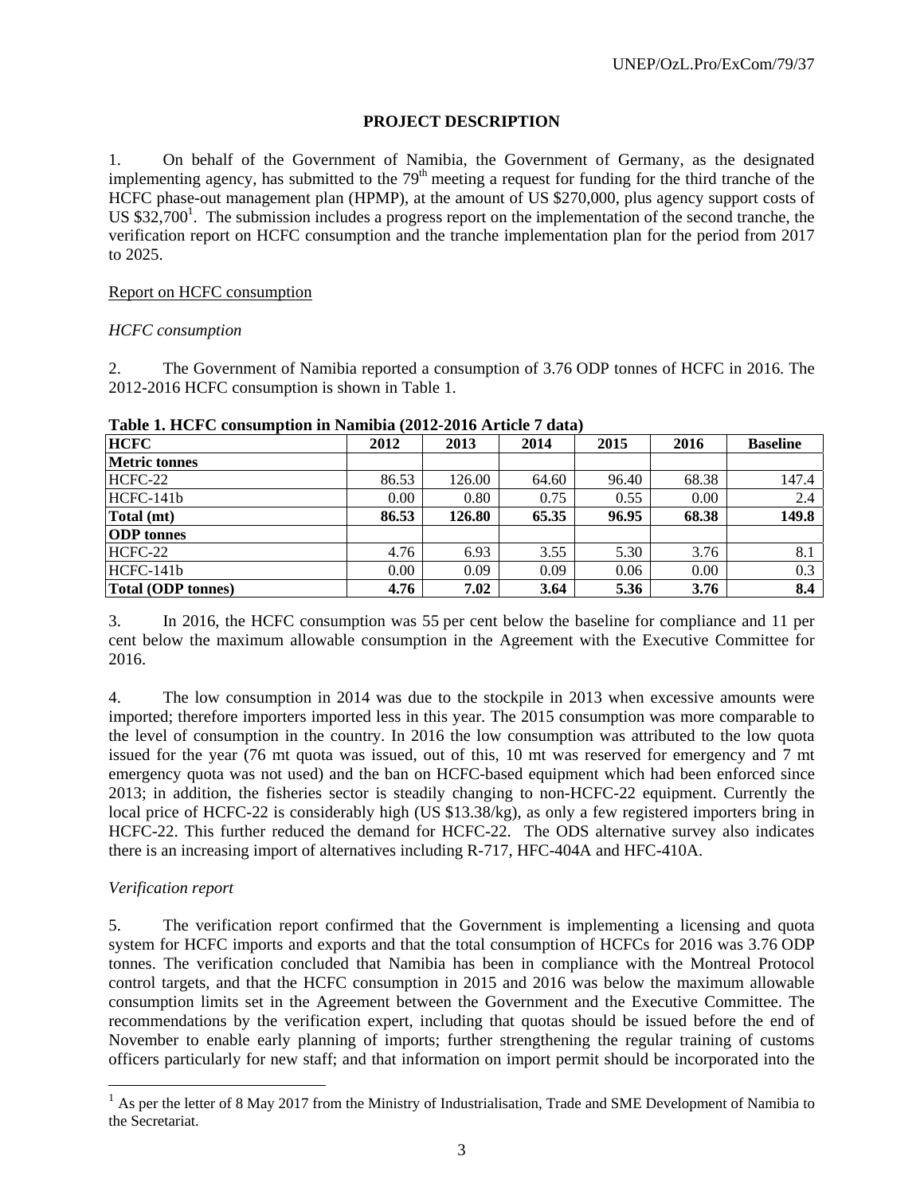## PROJECT DESCRIPTION

1. On behalf of the Government of Namibia, the Government of Germany, as the designated implementing agency, has submitted to the 79th meeting a request for funding for the third tranche of the HCFC phase-out management plan (HPMP), at the amount of US $270,000, plus agency support costs of US $32,700[1]. The submission includes a progress report on the implementation of the second tranche, the verification report on HCFC consumption and the tranche implementation plan for the period from 2017 to 2025.

Report on HCFC consumption

*HCFC consumption*

2. The Government of Namibia reported a consumption of 3.76 ODP tonnes of HCFC in 2016. The 2012-2016 HCFC consumption is shown in Table 1.

**Table 1. HCFC consumption in Namibia (2012-2016 Article 7 data)**

| HCFC | 2012 | 2013 | 2014 | 2015 | 2016 | Baseline |
|---|---|---|---|---|---|---|
| **Metric tonnes** | | | | | | |
| HCFC-22 | 86.53 | 126.00 | 64.60 | 96.40 | 68.38 | 147.4 |
| HCFC-141b | 0.00 | 0.80 | 0.75 | 0.55 | 0.00 | 2.4 |
| **Total (mt)** | **86.53** | **126.80** | **65.35** | **96.95** | **68.38** | **149.8** |
| **ODP tonnes** | | | | | | |
| HCFC-22 | 4.76 | 6.93 | 3.55 | 5.30 | 3.76 | 8.1 |
| HCFC-141b | 0.00 | 0.09 | 0.09 | 0.06 | 0.00 | 0.3 |
| **Total (ODP tonnes)** | **4.76** | **7.02** | **3.64** | **5.36** | **3.76** | **8.4** |

3. In 2016, the HCFC consumption was 55 per cent below the baseline for compliance and 11 per cent below the maximum allowable consumption in the Agreement with the Executive Committee for 2016.

4. The low consumption in 2014 was due to the stockpile in 2013 when excessive amounts were imported; therefore importers imported less in this year. The 2015 consumption was more comparable to the level of consumption in the country. In 2016 the low consumption was attributed to the low quota issued for the year (76 mt quota was issued, out of this, 10 mt was reserved for emergency and 7 mt emergency quota was not used) and the ban on HCFC-based equipment which had been enforced since 2013; in addition, the fisheries sector is steadily changing to non-HCFC-22 equipment. Currently the local price of HCFC-22 is considerably high (US $13.38/kg), as only a few registered importers bring in HCFC-22. This further reduced the demand for HCFC-22. The ODS alternative survey also indicates there is an increasing import of alternatives including R-717, HFC-404A and HFC-410A.

*Verification report*

5. The verification report confirmed that the Government is implementing a licensing and quota system for HCFC imports and exports and that the total consumption of HCFCs for 2016 was 3.76 ODP tonnes. The verification concluded that Namibia has been in compliance with the Montreal Protocol control targets, and that the HCFC consumption in 2015 and 2016 was below the maximum allowable consumption limits set in the Agreement between the Government and the Executive Committee. The recommendations by the verification expert, including that quotas should be issued before the end of November to enable early planning of imports; further strengthening the regular training of customs officers particularly for new staff; and that information on import permit should be incorporated into the

[1] As per the letter of 8 May 2017 from the Ministry of Industrialisation, Trade and SME Development of Namibia to the Secretariat.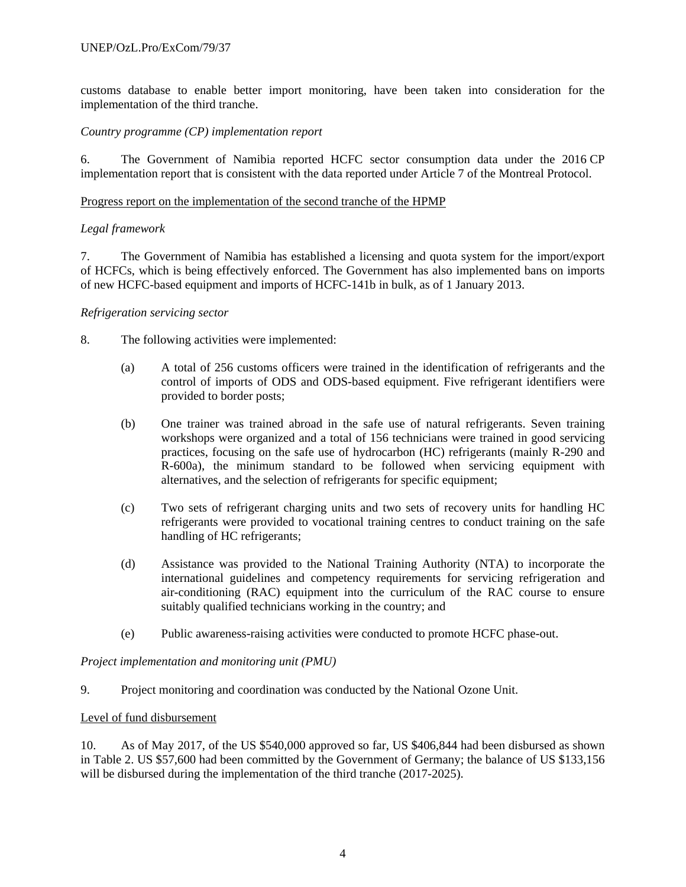customs database to enable better import monitoring, have been taken into consideration for the implementation of the third tranche.

*Country programme (CP) implementation report*

6. The Government of Namibia reported HCFC sector consumption data under the 2016 CP implementation report that is consistent with the data reported under Article 7 of the Montreal Protocol.

<u>Progress report on the implementation of the second tranche of the HPMP</u>

*Legal framework*

7. The Government of Namibia has established a licensing and quota system for the import/export of HCFCs, which is being effectively enforced. The Government has also implemented bans on imports of new HCFC-based equipment and imports of HCFC-141b in bulk, as of 1 January 2013.

*Refrigeration servicing sector*

8. The following activities were implemented:

(a) A total of 256 customs officers were trained in the identification of refrigerants and the control of imports of ODS and ODS-based equipment. Five refrigerant identifiers were provided to border posts;

(b) One trainer was trained abroad in the safe use of natural refrigerants. Seven training workshops were organized and a total of 156 technicians were trained in good servicing practices, focusing on the safe use of hydrocarbon (HC) refrigerants (mainly R-290 and R-600a), the minimum standard to be followed when servicing equipment with alternatives, and the selection of refrigerants for specific equipment;

(c) Two sets of refrigerant charging units and two sets of recovery units for handling HC refrigerants were provided to vocational training centres to conduct training on the safe handling of HC refrigerants;

(d) Assistance was provided to the National Training Authority (NTA) to incorporate the international guidelines and competency requirements for servicing refrigeration and air-conditioning (RAC) equipment into the curriculum of the RAC course to ensure suitably qualified technicians working in the country; and

(e) Public awareness-raising activities were conducted to promote HCFC phase-out.

*Project implementation and monitoring unit (PMU)*

9. Project monitoring and coordination was conducted by the National Ozone Unit.

<u>Level of fund disbursement</u>

10. As of May 2017, of the US $540,000 approved so far, US $406,844 had been disbursed as shown in Table 2. US $57,600 had been committed by the Government of Germany; the balance of US $133,156 will be disbursed during the implementation of the third tranche (2017-2025).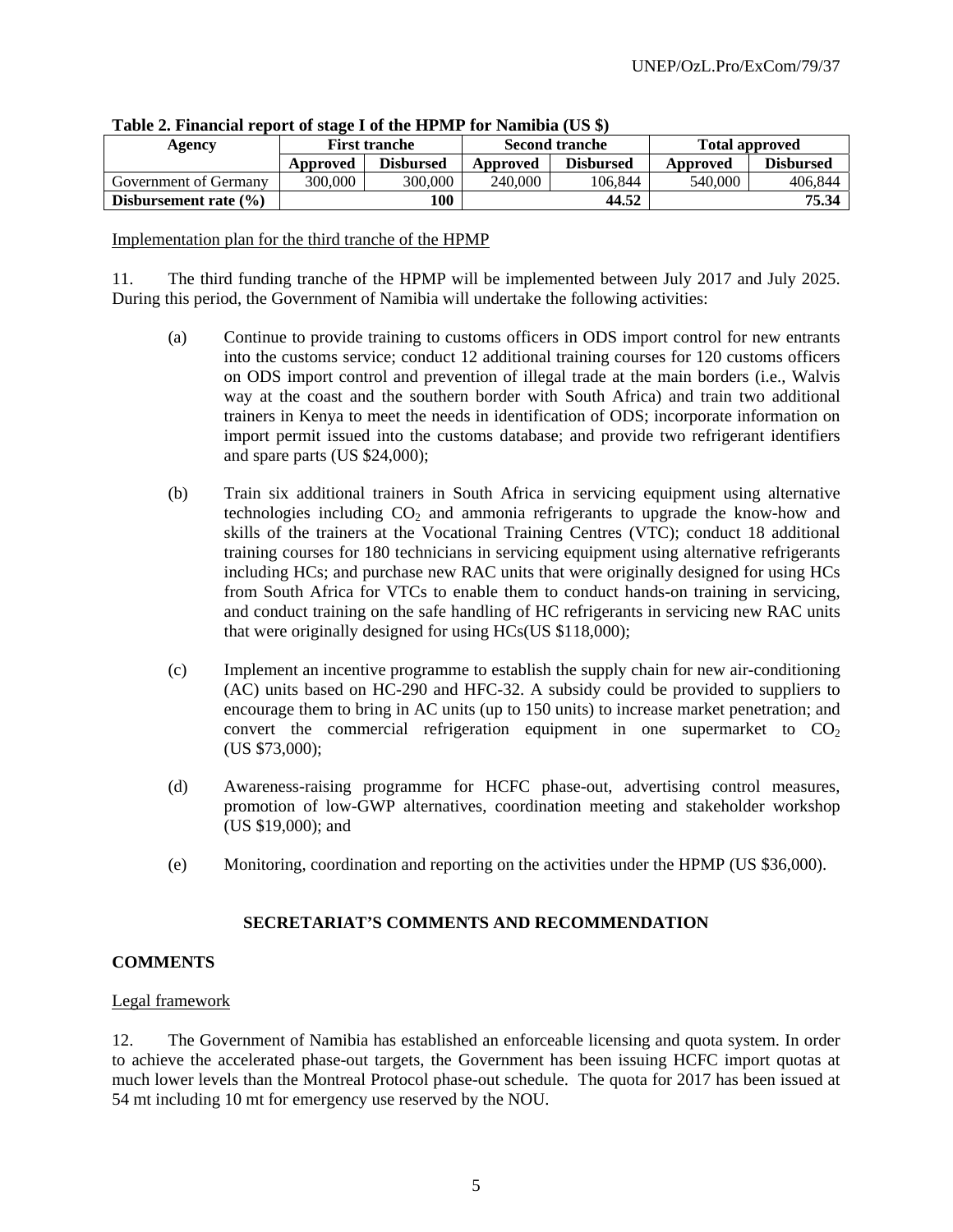**Table 2. Financial report of stage I of the HPMP for Namibia (US $)**

| Agency | First tranche | | Second tranche | | Total approved | |
|---|---|---|---|---|---|---|
| | Approved | Disbursed | Approved | Disbursed | Approved | Disbursed |
| Government of Germany | 300,000 | 300,000 | 240,000 | 106,844 | 540,000 | 406,844 |
| **Disbursement rate (%)** | | **100** | | **44.52** | | **75.34** |

Implementation plan for the third tranche of the HPMP

11. The third funding tranche of the HPMP will be implemented between July 2017 and July 2025. During this period, the Government of Namibia will undertake the following activities:

(a) Continue to provide training to customs officers in ODS import control for new entrants into the customs service; conduct 12 additional training courses for 120 customs officers on ODS import control and prevention of illegal trade at the main borders (i.e., Walvis way at the coast and the southern border with South Africa) and train two additional trainers in Kenya to meet the needs in identification of ODS; incorporate information on import permit issued into the customs database; and provide two refrigerant identifiers and spare parts (US $24,000);

(b) Train six additional trainers in South Africa in servicing equipment using alternative technologies including $CO_2$ and ammonia refrigerants to upgrade the know-how and skills of the trainers at the Vocational Training Centres (VTC); conduct 18 additional training courses for 180 technicians in servicing equipment using alternative refrigerants including HCs; and purchase new RAC units that were originally designed for using HCs from South Africa for VTCs to enable them to conduct hands-on training in servicing, and conduct training on the safe handling of HC refrigerants in servicing new RAC units that were originally designed for using HCs(US $118,000);

(c) Implement an incentive programme to establish the supply chain for new air-conditioning (AC) units based on HC-290 and HFC-32. A subsidy could be provided to suppliers to encourage them to bring in AC units (up to 150 units) to increase market penetration; and convert the commercial refrigeration equipment in one supermarket to $CO_2$ (US $73,000);

(d) Awareness-raising programme for HCFC phase-out, advertising control measures, promotion of low-GWP alternatives, coordination meeting and stakeholder workshop (US $19,000); and

(e) Monitoring, coordination and reporting on the activities under the HPMP (US $36,000).

## SECRETARIAT'S COMMENTS AND RECOMMENDATION

### COMMENTS

Legal framework

12. The Government of Namibia has established an enforceable licensing and quota system. In order to achieve the accelerated phase-out targets, the Government has been issuing HCFC import quotas at much lower levels than the Montreal Protocol phase-out schedule. The quota for 2017 has been issued at 54 mt including 10 mt for emergency use reserved by the NOU.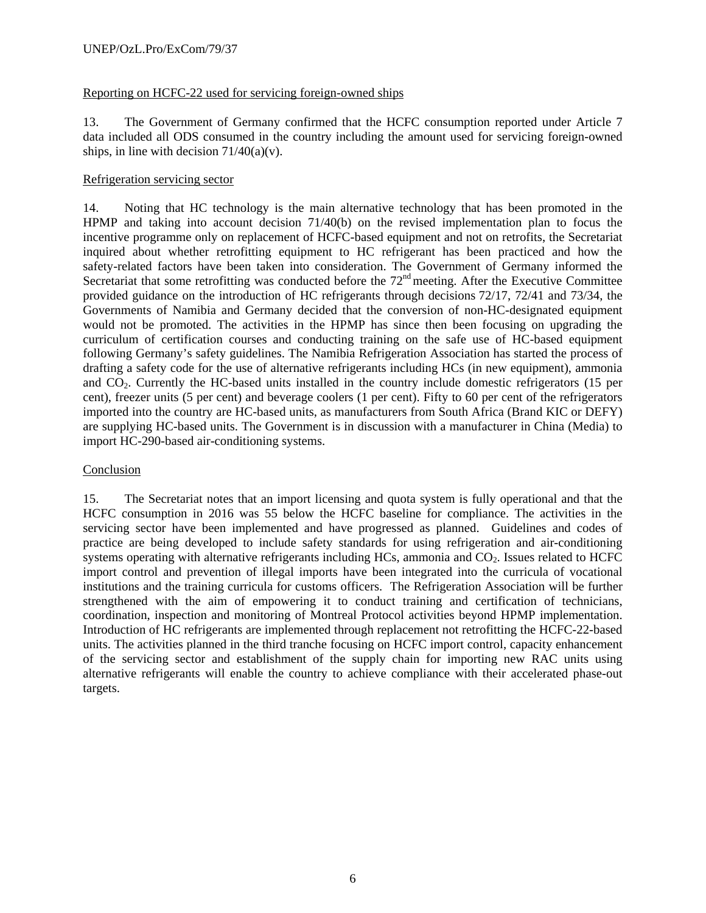Reporting on HCFC-22 used for servicing foreign-owned ships

13. The Government of Germany confirmed that the HCFC consumption reported under Article 7 data included all ODS consumed in the country including the amount used for servicing foreign-owned ships, in line with decision 71/40(a)(v).

Refrigeration servicing sector

14. Noting that HC technology is the main alternative technology that has been promoted in the HPMP and taking into account decision 71/40(b) on the revised implementation plan to focus the incentive programme only on replacement of HCFC-based equipment and not on retrofits, the Secretariat inquired about whether retrofitting equipment to HC refrigerant has been practiced and how the safety-related factors have been taken into consideration. The Government of Germany informed the Secretariat that some retrofitting was conducted before the 72nd meeting. After the Executive Committee provided guidance on the introduction of HC refrigerants through decisions 72/17, 72/41 and 73/34, the Governments of Namibia and Germany decided that the conversion of non-HC-designated equipment would not be promoted. The activities in the HPMP has since then been focusing on upgrading the curriculum of certification courses and conducting training on the safe use of HC-based equipment following Germany's safety guidelines. The Namibia Refrigeration Association has started the process of drafting a safety code for the use of alternative refrigerants including HCs (in new equipment), ammonia and $CO_2$. Currently the HC-based units installed in the country include domestic refrigerators (15 per cent), freezer units (5 per cent) and beverage coolers (1 per cent). Fifty to 60 per cent of the refrigerators imported into the country are HC-based units, as manufacturers from South Africa (Brand KIC or DEFY) are supplying HC-based units. The Government is in discussion with a manufacturer in China (Media) to import HC-290-based air-conditioning systems.

Conclusion

15. The Secretariat notes that an import licensing and quota system is fully operational and that the HCFC consumption in 2016 was 55 below the HCFC baseline for compliance. The activities in the servicing sector have been implemented and have progressed as planned. Guidelines and codes of practice are being developed to include safety standards for using refrigeration and air-conditioning systems operating with alternative refrigerants including HCs, ammonia and $CO_2$. Issues related to HCFC import control and prevention of illegal imports have been integrated into the curricula of vocational institutions and the training curricula for customs officers. The Refrigeration Association will be further strengthened with the aim of empowering it to conduct training and certification of technicians, coordination, inspection and monitoring of Montreal Protocol activities beyond HPMP implementation. Introduction of HC refrigerants are implemented through replacement not retrofitting the HCFC-22-based units. The activities planned in the third tranche focusing on HCFC import control, capacity enhancement of the servicing sector and establishment of the supply chain for importing new RAC units using alternative refrigerants will enable the country to achieve compliance with their accelerated phase-out targets.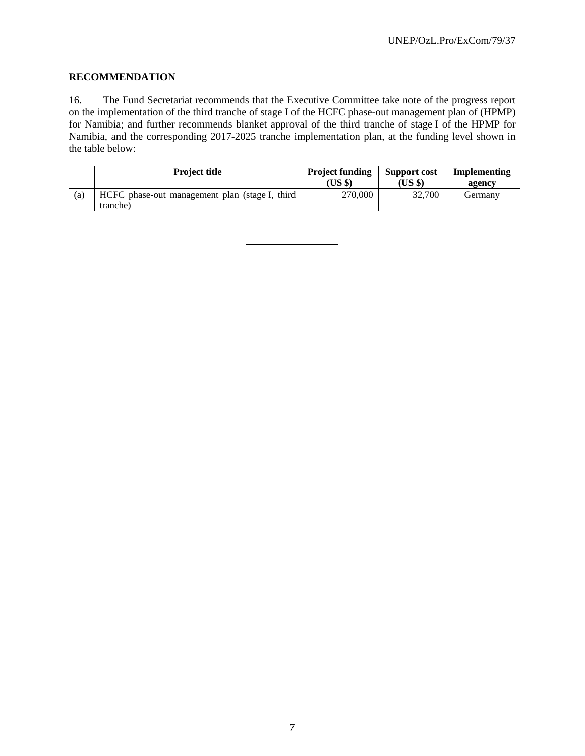## RECOMMENDATION

16. The Fund Secretariat recommends that the Executive Committee take note of the progress report on the implementation of the third tranche of stage I of the HCFC phase-out management plan of (HPMP) for Namibia; and further recommends blanket approval of the third tranche of stage I of the HPMP for Namibia, and the corresponding 2017-2025 tranche implementation plan, at the funding level shown in the table below:

| | Project title | Project funding (US $) | Support cost (US $) | Implementing agency |
|---|---|---|---|---|
| (a) | HCFC phase-out management plan (stage I, third tranche) | 270,000 | 32,700 | Germany |